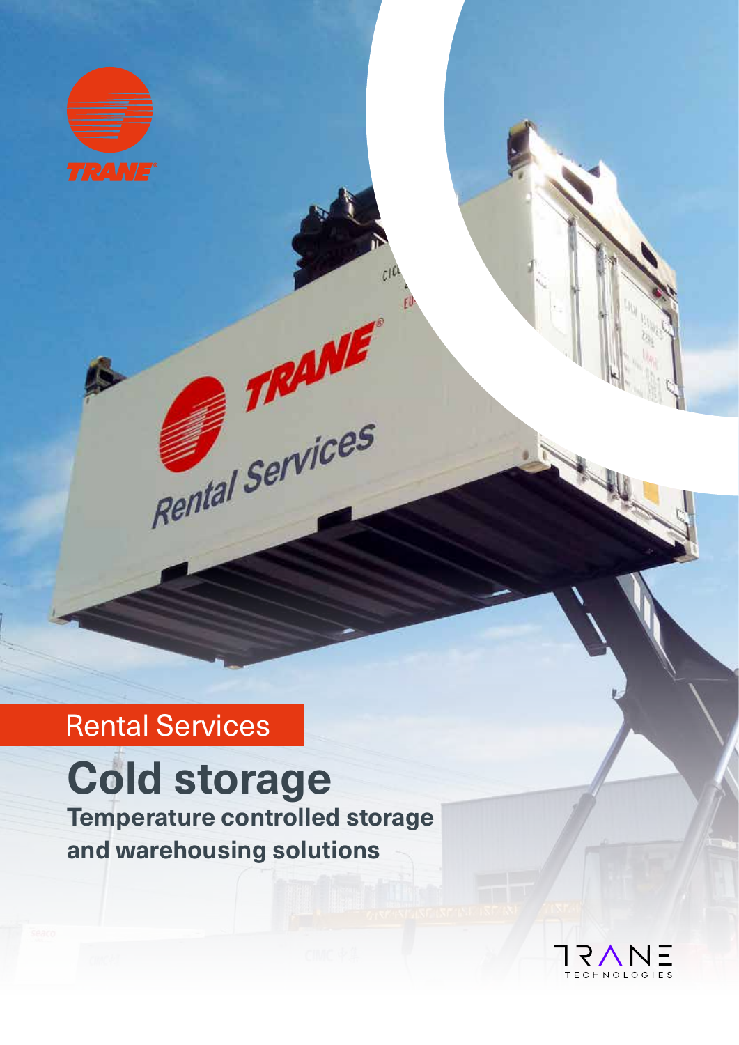Rental Services

# Cold storage

## Temperature controlled storage and warehousing solutions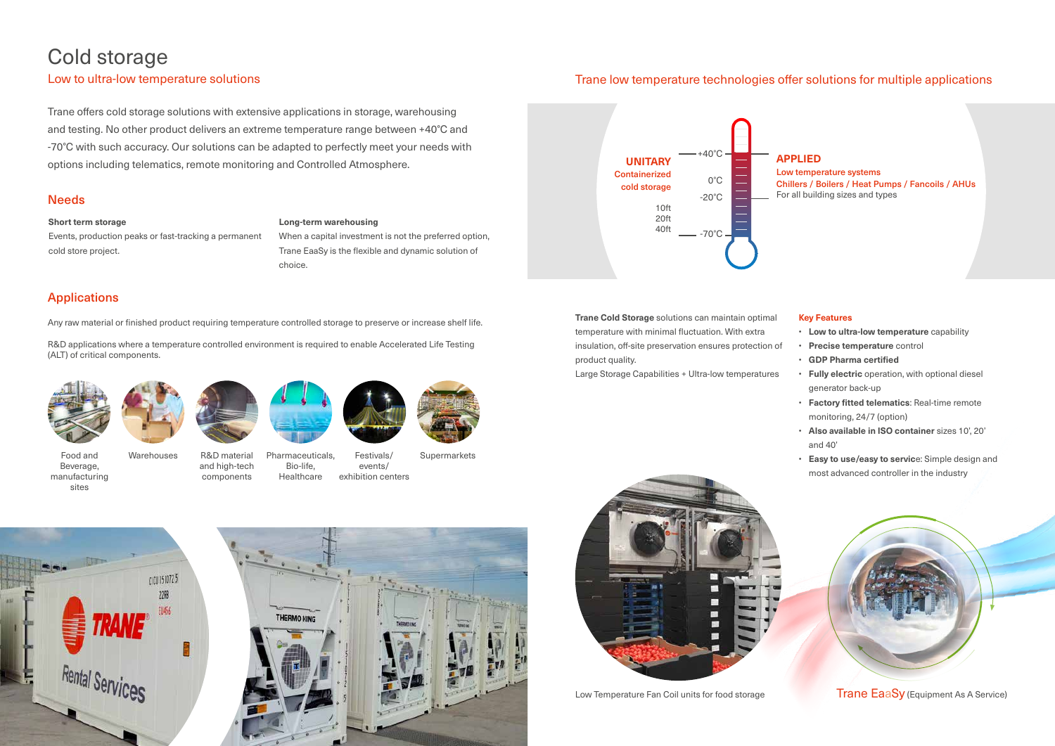# Cold storage

## Low to ultra-low temperature solutions

Trane offers cold storage solutions with extensive applications in storage, warehousing and testing. No other product delivers an extreme temperature range between +40°C and -70°C with such accuracy. Our solutions can be adapted to perfectly meet your needs with options including telematics, remote monitoring and Controlled Atmosphere.

### Needs

**Short term storage**
Events, production peaks or fast-tracking a permanent cold store project.

**Long-term warehousing**
When a capital investment is not the preferred option, Trane EaaSy is the flexible and dynamic solution of choice.

### Applications

Any raw material or finished product requiring temperature controlled storage to preserve or increase shelf life.

R&D applications where a temperature controlled environment is required to enable Accelerated Life Testing (ALT) of critical components.

Food and Beverage, manufacturing sites

Warehouses

R&D material and high-tech components

Pharmaceuticals, Bio-life, Healthcare

Festivals/ events/ exhibition centers

Supermarkets

## Trane low temperature technologies offer solutions for multiple applications

**UNITARY**
Containerized cold storage
10ft
20ft
40ft

+40°C
0°C
-20°C
-70°C

**APPLIED**
Low temperature systems
Chillers / Boilers / Heat Pumps / Fancoils / AHUs
For all building sizes and types

**Trane Cold Storage** solutions can maintain optimal temperature with minimal fluctuation. With extra insulation, off-site preservation ensures protection of product quality.
Large Storage Capabilities + Ultra-low temperatures

**Key Features**

- **Low to ultra-low temperature** capability
- **Precise temperature** control
- **GDP Pharma certified**
- **Fully electric** operation, with optional diesel generator back-up
- **Factory fitted telematics**: Real-time remote monitoring, 24/7 (option)
- **Also available in ISO container** sizes 10', 20' and 40'
- **Easy to use/easy to service**: Simple design and most advanced controller in the industry

Low Temperature Fan Coil units for food storage

Trane EaaSy (Equipment As A Service)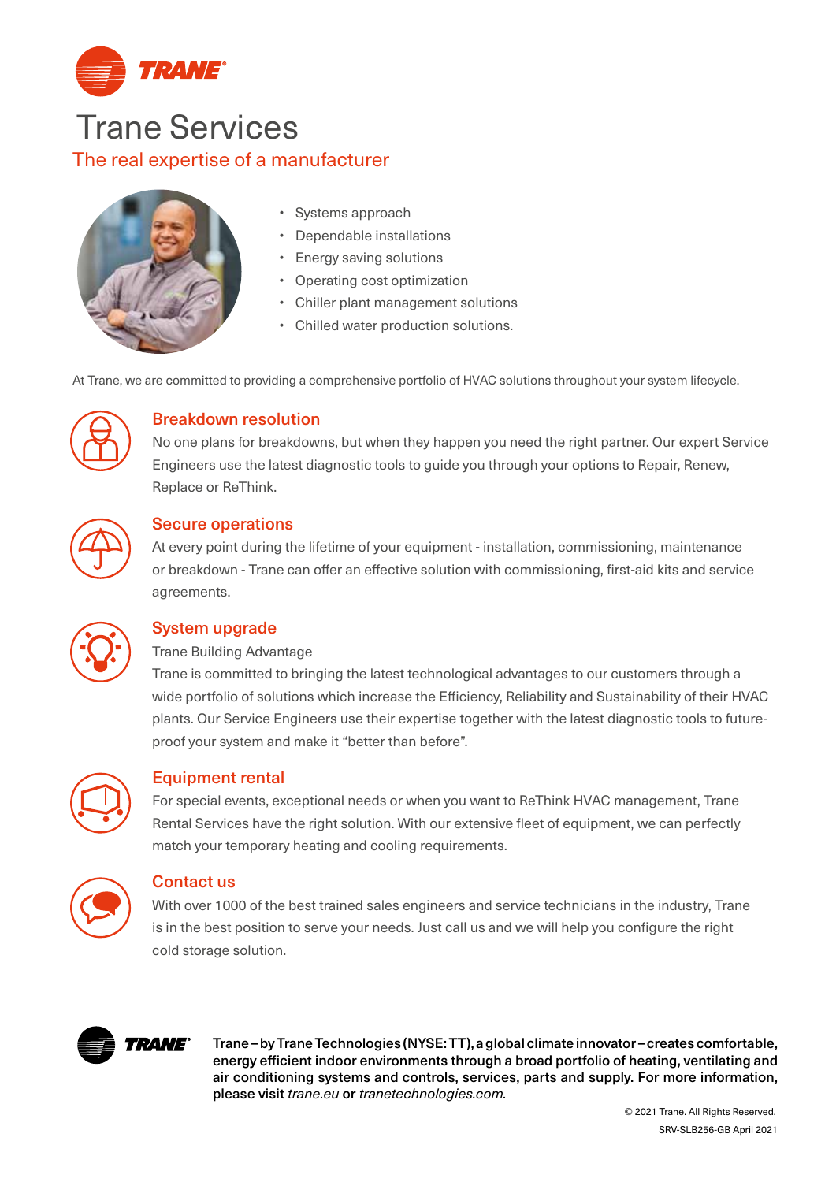# Trane Services

## The real expertise of a manufacturer

- Systems approach
- Dependable installations
- Energy saving solutions
- Operating cost optimization
- Chiller plant management solutions
- Chilled water production solutions.

At Trane, we are committed to providing a comprehensive portfolio of HVAC solutions throughout your system lifecycle.

### Breakdown resolution

No one plans for breakdowns, but when they happen you need the right partner. Our expert Service Engineers use the latest diagnostic tools to guide you through your options to Repair, Renew, Replace or ReThink.

### Secure operations

At every point during the lifetime of your equipment - installation, commissioning, maintenance or breakdown - Trane can offer an effective solution with commissioning, first-aid kits and service agreements.

### System upgrade

Trane Building Advantage

Trane is committed to bringing the latest technological advantages to our customers through a wide portfolio of solutions which increase the Efficiency, Reliability and Sustainability of their HVAC plants. Our Service Engineers use their expertise together with the latest diagnostic tools to future-proof your system and make it "better than before".

### Equipment rental

For special events, exceptional needs or when you want to ReThink HVAC management, Trane Rental Services have the right solution. With our extensive fleet of equipment, we can perfectly match your temporary heating and cooling requirements.

### Contact us

With over 1000 of the best trained sales engineers and service technicians in the industry, Trane is in the best position to serve your needs. Just call us and we will help you configure the right cold storage solution.

**Trane – by Trane Technologies (NYSE: TT), a global climate innovator – creates comfortable, energy efficient indoor environments through a broad portfolio of heating, ventilating and air conditioning systems and controls, services, parts and supply. For more information, please visit *trane.eu* or *tranetechnologies.com.***

© 2021 Trane. All Rights Reserved.

SRV-SLB256-GB April 2021